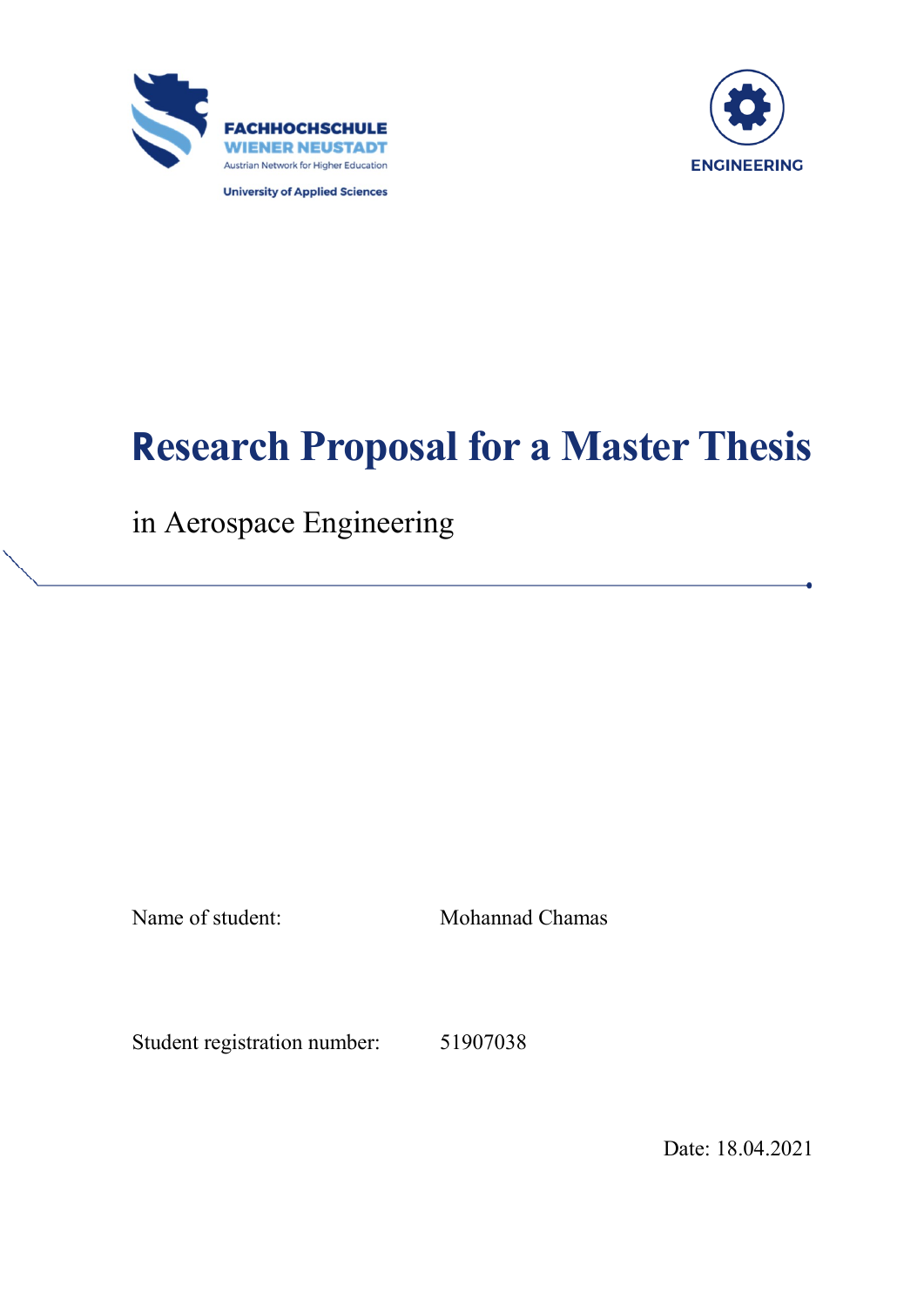FACHHOCHSCHULE
WIENER NEUSTADT
Austrian Network for Higher Education
University of Applied Sciences

ENGINEERING

# Research Proposal for a Master Thesis

in Aerospace Engineering

Name of student: Mohannad Chamas

Student registration number: 51907038

Date: 18.04.2021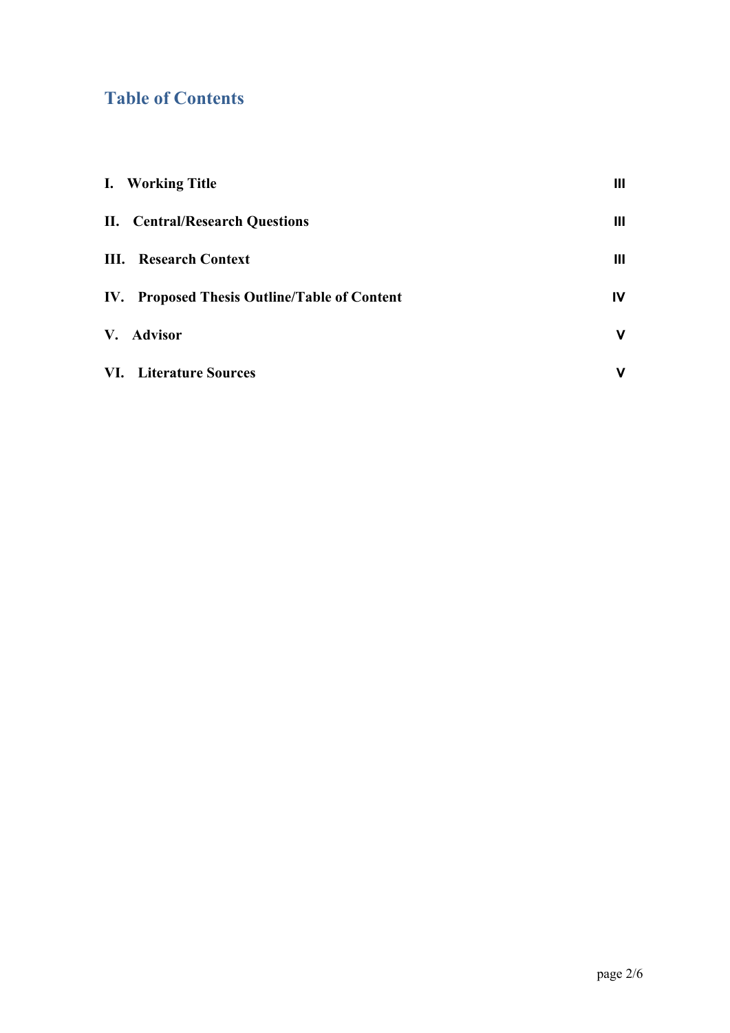# Table of Contents

| | |
|---|---|
| **I. Working Title** | III |
| **II. Central/Research Questions** | III |
| **III. Research Context** | III |
| **IV. Proposed Thesis Outline/Table of Content** | IV |
| **V. Advisor** | V |
| **VI. Literature Sources** | V |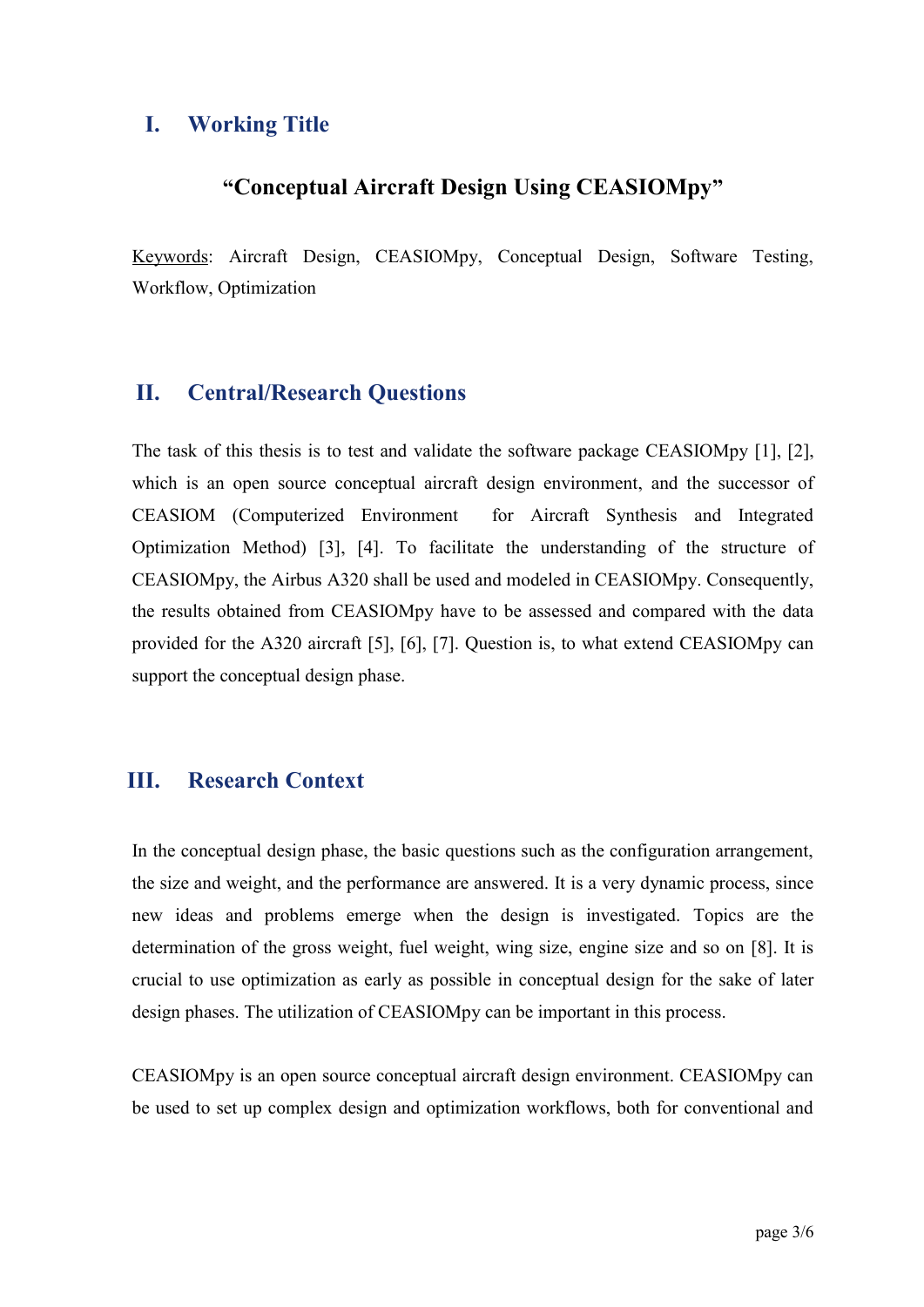## I. Working Title

### "Conceptual Aircraft Design Using CEASIOMpy"

Keywords: Aircraft Design, CEASIOMpy, Conceptual Design, Software Testing, Workflow, Optimization

## II. Central/Research Questions

The task of this thesis is to test and validate the software package CEASIOMpy [1], [2], which is an open source conceptual aircraft design environment, and the successor of CEASIOM (Computerized Environment for Aircraft Synthesis and Integrated Optimization Method) [3], [4]. To facilitate the understanding of the structure of CEASIOMpy, the Airbus A320 shall be used and modeled in CEASIOMpy. Consequently, the results obtained from CEASIOMpy have to be assessed and compared with the data provided for the A320 aircraft [5], [6], [7]. Question is, to what extend CEASIOMpy can support the conceptual design phase.

## III. Research Context

In the conceptual design phase, the basic questions such as the configuration arrangement, the size and weight, and the performance are answered. It is a very dynamic process, since new ideas and problems emerge when the design is investigated. Topics are the determination of the gross weight, fuel weight, wing size, engine size and so on [8]. It is crucial to use optimization as early as possible in conceptual design for the sake of later design phases. The utilization of CEASIOMpy can be important in this process.

CEASIOMpy is an open source conceptual aircraft design environment. CEASIOMpy can be used to set up complex design and optimization workflows, both for conventional and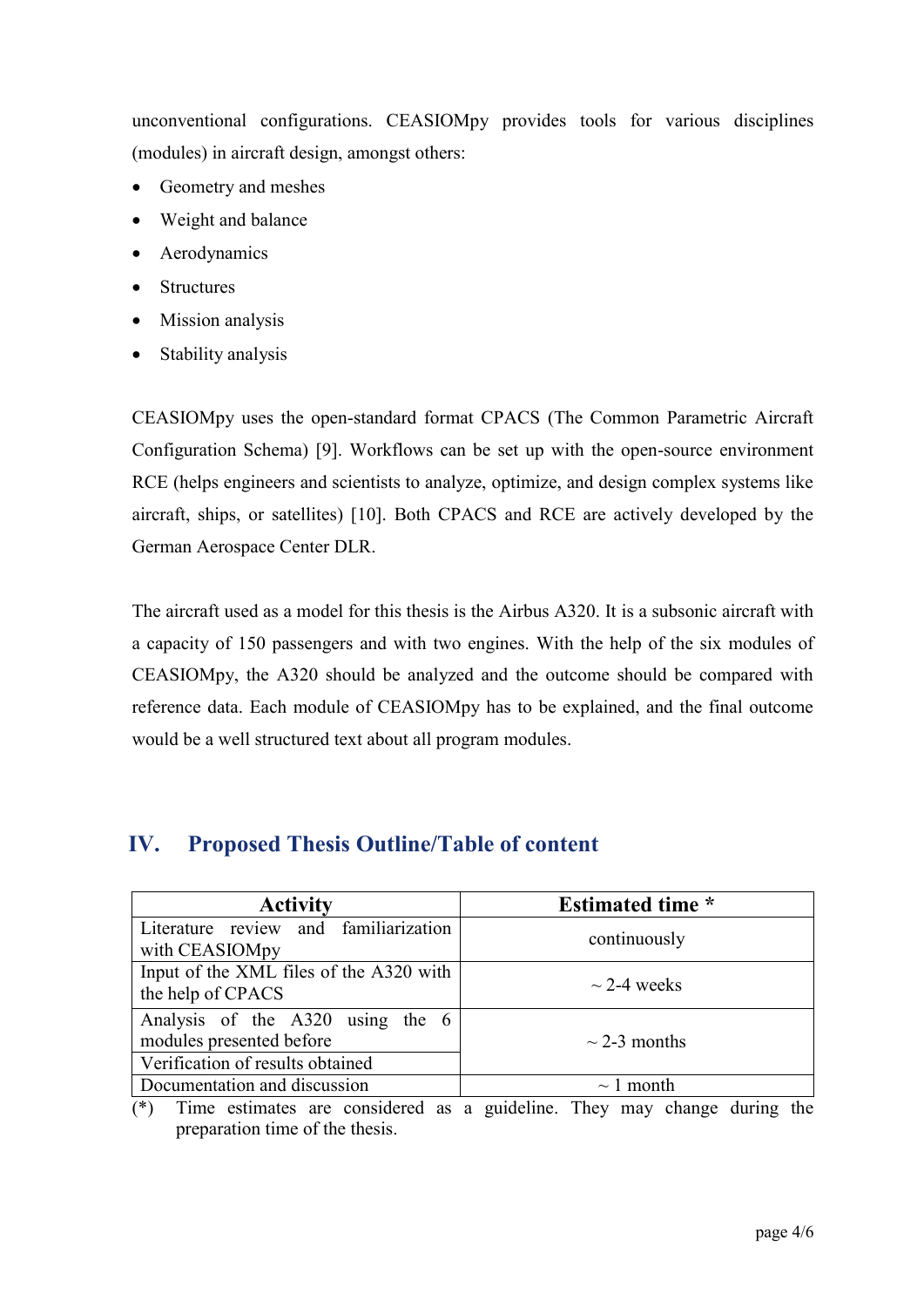unconventional configurations. CEASIOMpy provides tools for various disciplines (modules) in aircraft design, amongst others:

- Geometry and meshes
- Weight and balance
- Aerodynamics
- Structures
- Mission analysis
- Stability analysis

CEASIOMpy uses the open-standard format CPACS (The Common Parametric Aircraft Configuration Schema) [9]. Workflows can be set up with the open-source environment RCE (helps engineers and scientists to analyze, optimize, and design complex systems like aircraft, ships, or satellites) [10]. Both CPACS and RCE are actively developed by the German Aerospace Center DLR.

The aircraft used as a model for this thesis is the Airbus A320. It is a subsonic aircraft with a capacity of 150 passengers and with two engines. With the help of the six modules of CEASIOMpy, the A320 should be analyzed and the outcome should be compared with reference data. Each module of CEASIOMpy has to be explained, and the final outcome would be a well structured text about all program modules.

## IV. Proposed Thesis Outline/Table of content

| Activity | Estimated time * |
|---|---|
| Literature review and familiarization with CEASIOMpy | continuously |
| Input of the XML files of the A320 with the help of CPACS | ~ 2-4 weeks |
| Analysis of the A320 using the 6 modules presented before | ~ 2-3 months |
| Verification of results obtained | |
| Documentation and discussion | ~ 1 month |

(*) Time estimates are considered as a guideline. They may change during the preparation time of the thesis.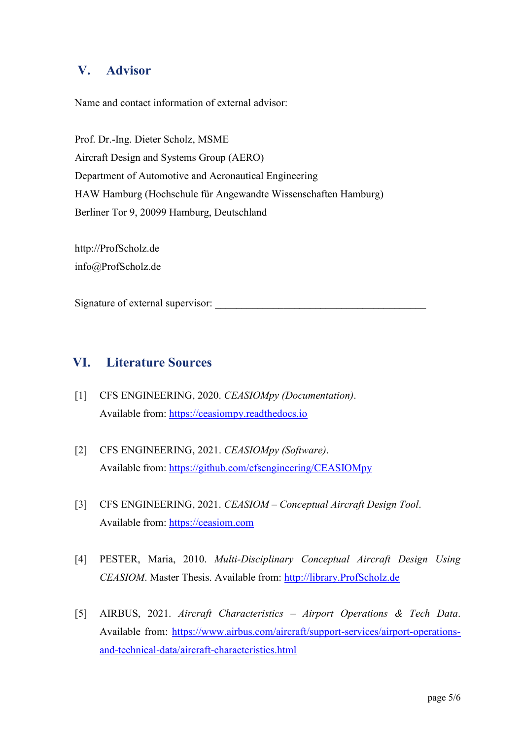## V. Advisor

Name and contact information of external advisor:

Prof. Dr.-Ing. Dieter Scholz, MSME
Aircraft Design and Systems Group (AERO)
Department of Automotive and Aeronautical Engineering
HAW Hamburg (Hochschule für Angewandte Wissenschaften Hamburg)
Berliner Tor 9, 20099 Hamburg, Deutschland

http://ProfScholz.de
info@ProfScholz.de

Signature of external supervisor: ________________________________________

## VI. Literature Sources

[1] CFS ENGINEERING, 2020. *CEASIOMpy (Documentation)*.
Available from: https://ceasiompy.readthedocs.io

[2] CFS ENGINEERING, 2021. *CEASIOMpy (Software)*.
Available from: https://github.com/cfsengineering/CEASIOMpy

[3] CFS ENGINEERING, 2021. *CEASIOM – Conceptual Aircraft Design Tool*.
Available from: https://ceasiom.com

[4] PESTER, Maria, 2010. *Multi-Disciplinary Conceptual Aircraft Design Using CEASIOM*. Master Thesis. Available from: http://library.ProfScholz.de

[5] AIRBUS, 2021. *Aircraft Characteristics – Airport Operations & Tech Data*.
Available from: https://www.airbus.com/aircraft/support-services/airport-operations-and-technical-data/aircraft-characteristics.html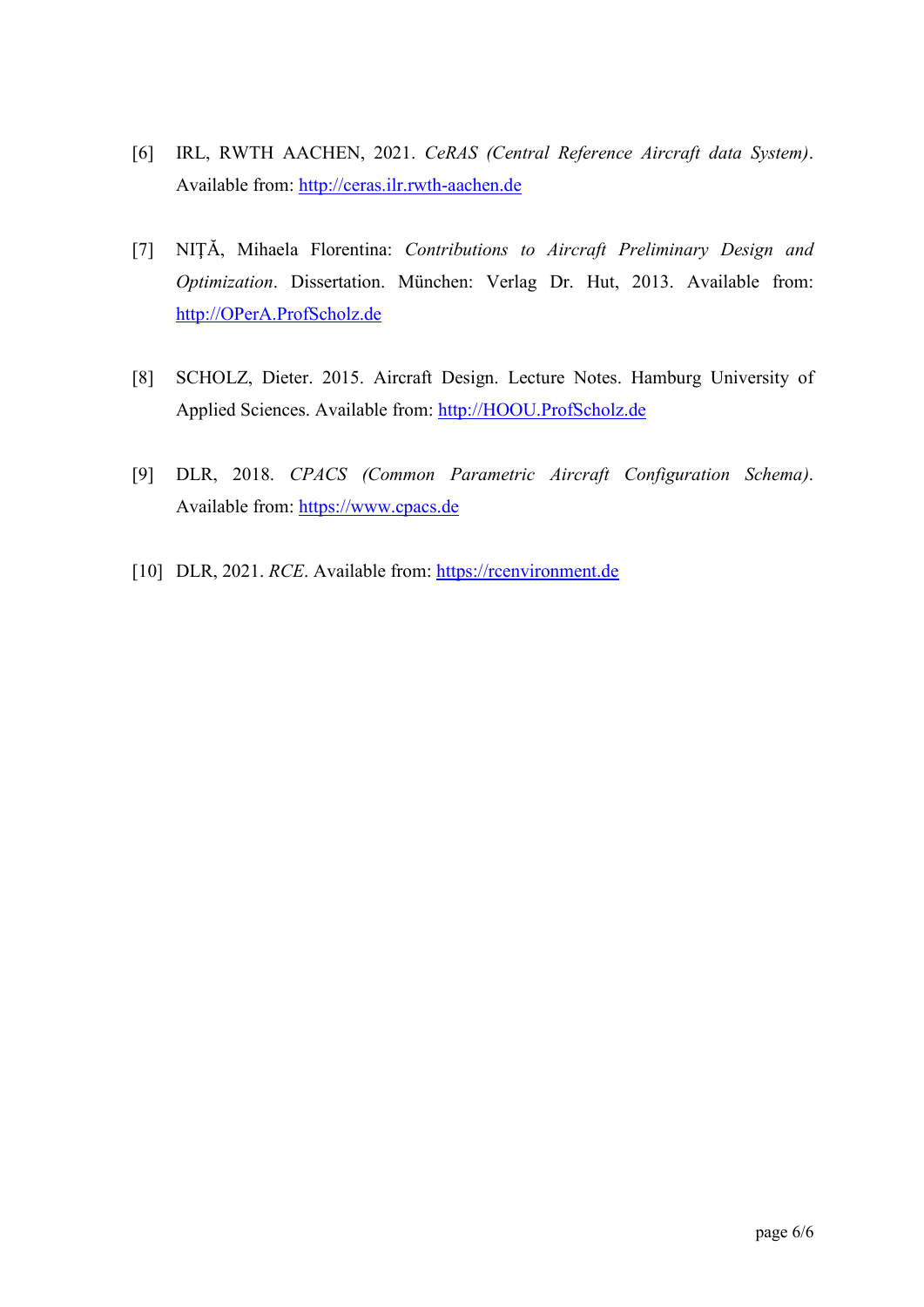[6] IRL, RWTH AACHEN, 2021. *CeRAS (Central Reference Aircraft data System)*. Available from: http://ceras.ilr.rwth-aachen.de

[7] NIȚĂ, Mihaela Florentina: *Contributions to Aircraft Preliminary Design and Optimization*. Dissertation. München: Verlag Dr. Hut, 2013. Available from: http://OPerA.ProfScholz.de

[8] SCHOLZ, Dieter. 2015. Aircraft Design. Lecture Notes. Hamburg University of Applied Sciences. Available from: http://HOOU.ProfScholz.de

[9] DLR, 2018. *CPACS (Common Parametric Aircraft Configuration Schema)*. Available from: https://www.cpacs.de

[10] DLR, 2021. *RCE*. Available from: https://rcenvironment.de